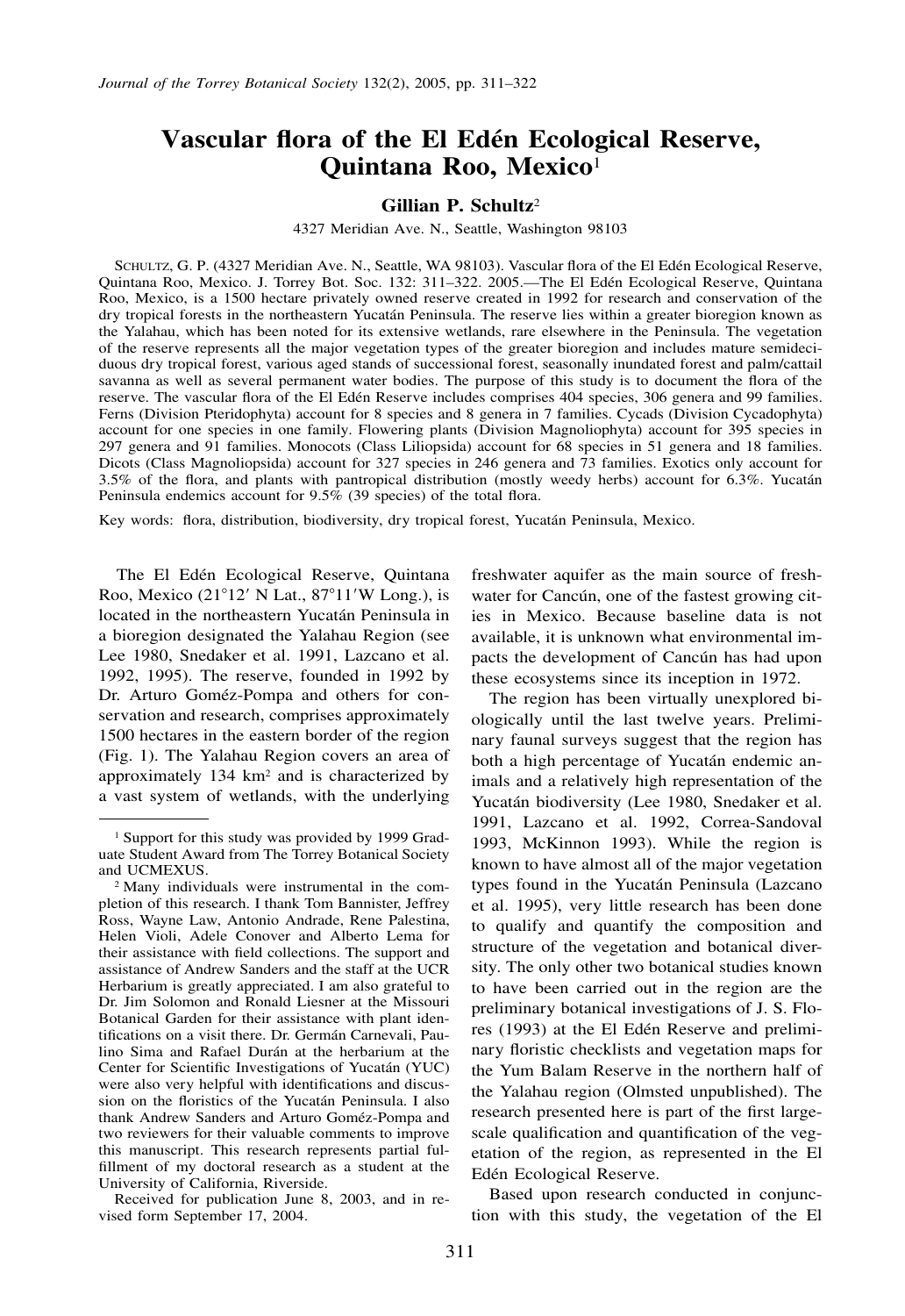# Vascular flora of the El Edén Ecological Reserve, Quintana Roo, Mexico[1]

**Gillian P. Schultz**[2]

4327 Meridian Ave. N., Seattle, Washington 98103

SCHULTZ, G. P. (4327 Meridian Ave. N., Seattle, WA 98103). Vascular flora of the El Edén Ecological Reserve, Quintana Roo, Mexico. J. Torrey Bot. Soc. 132: 311–322. 2005.—The El Edén Ecological Reserve, Quintana Roo, Mexico, is a 1500 hectare privately owned reserve created in 1992 for research and conservation of the dry tropical forests in the northeastern Yucatán Peninsula. The reserve lies within a greater bioregion known as the Yalahau, which has been noted for its extensive wetlands, rare elsewhere in the Peninsula. The vegetation of the reserve represents all the major vegetation types of the greater bioregion and includes mature semideciduous dry tropical forest, various aged stands of successional forest, seasonally inundated forest and palm/cattail savanna as well as several permanent water bodies. The purpose of this study is to document the flora of the reserve. The vascular flora of the El Edén Reserve includes comprises 404 species, 306 genera and 99 families. Ferns (Division Pteridophyta) account for 8 species and 8 genera in 7 families. Cycads (Division Cycadophyta) account for one species in one family. Flowering plants (Division Magnoliophyta) account for 395 species in 297 genera and 91 families. Monocots (Class Liliopsida) account for 68 species in 51 genera and 18 families. Dicots (Class Magnoliopsida) account for 327 species in 246 genera and 73 families. Exotics only account for 3.5% of the flora, and plants with pantropical distribution (mostly weedy herbs) account for 6.3%. Yucatán Peninsula endemics account for 9.5% (39 species) of the total flora.

Key words: flora, distribution, biodiversity, dry tropical forest, Yucatán Peninsula, Mexico.

The El Edén Ecological Reserve, Quintana Roo, Mexico (21°12′ N Lat., 87°11′W Long.), is located in the northeastern Yucatán Peninsula in a bioregion designated the Yalahau Region (see Lee 1980, Snedaker et al. 1991, Lazcano et al. 1992, 1995). The reserve, founded in 1992 by Dr. Arturo Goméz-Pompa and others for conservation and research, comprises approximately 1500 hectares in the eastern border of the region (Fig. 1). The Yalahau Region covers an area of approximately 134 km² and is characterized by a vast system of wetlands, with the underlying freshwater aquifer as the main source of freshwater for Cancún, one of the fastest growing cities in Mexico. Because baseline data is not available, it is unknown what environmental impacts the development of Cancún has had upon these ecosystems since its inception in 1972.

The region has been virtually unexplored biologically until the last twelve years. Preliminary faunal surveys suggest that the region has both a high percentage of Yucatán endemic animals and a relatively high representation of the Yucatán biodiversity (Lee 1980, Snedaker et al. 1991, Lazcano et al. 1992, Correa-Sandoval 1993, McKinnon 1993). While the region is known to have almost all of the major vegetation types found in the Yucatán Peninsula (Lazcano et al. 1995), very little research has been done to qualify and quantify the composition and structure of the vegetation and botanical diversity. The only other two botanical studies known to have been carried out in the region are the preliminary botanical investigations of J. S. Flores (1993) at the El Edén Reserve and preliminary floristic checklists and vegetation maps for the Yum Balam Reserve in the northern half of the Yalahau region (Olmsted unpublished). The research presented here is part of the first large-scale qualification and quantification of the vegetation of the region, as represented in the El Edén Ecological Reserve.

Based upon research conducted in conjunction with this study, the vegetation of the El

---

[1] Support for this study was provided by 1999 Graduate Student Award from The Torrey Botanical Society and UCMEXUS.

[2] Many individuals were instrumental in the completion of this research. I thank Tom Bannister, Jeffrey Ross, Wayne Law, Antonio Andrade, Rene Palestina, Helen Violi, Adele Conover and Alberto Lema for their assistance with field collections. The support and assistance of Andrew Sanders and the staff at the UCR Herbarium is greatly appreciated. I am also grateful to Dr. Jim Solomon and Ronald Liesner at the Missouri Botanical Garden for their assistance with plant identifications on a visit there. Dr. Germán Carnevali, Paulino Sima and Rafael Durán at the herbarium at the Center for Scientific Investigations of Yucatán (YUC) were also very helpful with identifications and discussion on the floristics of the Yucatán Peninsula. I also thank Andrew Sanders and Arturo Goméz-Pompa and two reviewers for their valuable comments to improve this manuscript. This research represents partial fulfillment of my doctoral research as a student at the University of California, Riverside.

Received for publication June 8, 2003, and in revised form September 17, 2004.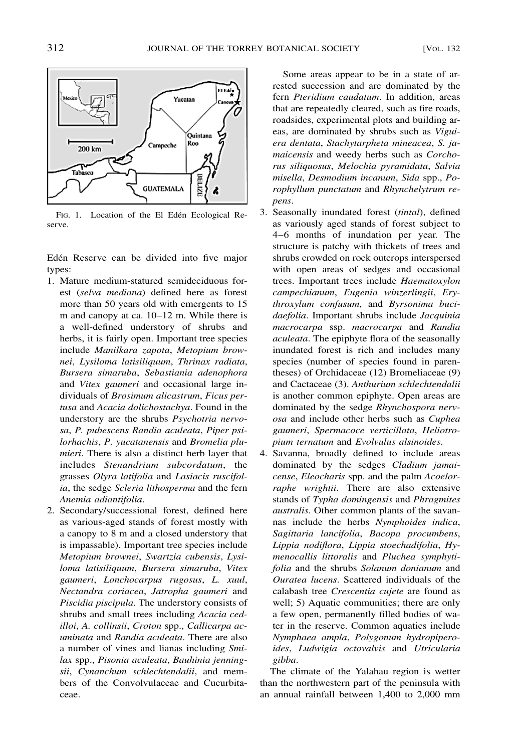FIG. 1. Location of the El Edén Ecological Reserve.

Edén Reserve can be divided into five major types:

1. Mature medium-statured semideciduous forest (*selva mediana*) defined here as forest more than 50 years old with emergents to 15 m and canopy at ca. 10–12 m. While there is a well-defined understory of shrubs and herbs, it is fairly open. Important tree species include *Manilkara zapota*, *Metopium brownei*, *Lysiloma latisiliquum*, *Thrinax radiata*, *Bursera simaruba*, *Sebastiania adenophora* and *Vitex gaumeri* and occasional large individuals of *Brosimum alicastrum*, *Ficus pertusa* and *Acacia dolichostachya*. Found in the understory are the shrubs *Psychotria nervosa*, *P. pubescens Randia aculeata*, *Piper psilorhachis*, *P. yucatanensis* and *Bromelia plumieri*. There is also a distinct herb layer that includes *Stenandrium subcordatum*, the grasses *Olyra latifolia* and *Lasiacis ruscifolia*, the sedge *Scleria lithosperma* and the fern *Anemia adiantifolia*.
2. Secondary/successional forest, defined here as various-aged stands of forest mostly with a canopy to 8 m and a closed understory that is impassable). Important tree species include *Metopium brownei*, *Swartzia cubensis*, *Lysiloma latisiliquum*, *Bursera simaruba*, *Vitex gaumeri*, *Lonchocarpus rugosus*, *L. xuul*, *Nectandra coriacea*, *Jatropha gaumeri* and *Piscidia piscipula*. The understory consists of shrubs and small trees including *Acacia cedilloi*, *A. collinsii*, *Croton* spp., *Callicarpa acuminata* and *Randia aculeata*. There are also a number of vines and lianas including *Smilax* spp., *Pisonia aculeata*, *Bauhinia jenningsii*, *Cynanchum schlechtendalii*, and members of the Convolvulaceae and Cucurbitaceae.

   Some areas appear to be in a state of arrested succession and are dominated by the fern *Pteridium caudatum*. In addition, areas that are repeatedly cleared, such as fire roads, roadsides, experimental plots and building areas, are dominated by shrubs such as *Viguiera dentata*, *Stachytarpheta mineacea*, *S. jamaicensis* and weedy herbs such as *Corchorus siliquosus*, *Melochia pyramidata*, *Salvia misella*, *Desmodium incanum*, *Sida* spp., *Porophyllum punctatum* and *Rhynchelytrum repens*.
3. Seasonally inundated forest (*tintal*), defined as variously aged stands of forest subject to 4–6 months of inundation per year. The structure is patchy with thickets of trees and shrubs crowded on rock outcrops interspersed with open areas of sedges and occasional trees. Important trees include *Haematoxylon campechianum*, *Eugenia winzerlingii*, *Erythroxylum confusum*, and *Byrsonima bucidaefolia*. Important shrubs include *Jacquinia macrocarpa* ssp. *macrocarpa* and *Randia aculeata*. The epiphyte flora of the seasonally inundated forest is rich and includes many species (number of species found in parentheses) of Orchidaceae (12) Bromeliaceae (9) and Cactaceae (3). *Anthurium schlechtendalii* is another common epiphyte. Open areas are dominated by the sedge *Rhynchospora nervosa* and include other herbs such as *Cuphea gaumeri*, *Spermacoce verticillata*, *Heliotropium ternatum* and *Evolvulus alsinoides*.
4. Savanna, broadly defined to include areas dominated by the sedges *Cladium jamaicense*, *Eleocharis* spp. and the palm *Acoelorraphe wrightii*. There are also extensive stands of *Typha domingensis* and *Phragmites australis*. Other common plants of the savannas include the herbs *Nymphoides indica*, *Sagittaria lancifolia*, *Bacopa procumbens*, *Lippia nodiflora*, *Lippia stoechadifolia*, *Hymenocallis littoralis* and *Pluchea symphytifolia* and the shrubs *Solanum donianum* and *Ouratea lucens*. Scattered individuals of the calabash tree *Crescentia cujete* are found as well; 5) Aquatic communities; there are only a few open, permanently filled bodies of water in the reserve. Common aquatics include *Nymphaea ampla*, *Polygonum hydropiperoides*, *Ludwigia octovalvis* and *Utricularia gibba*.

The climate of the Yalahau region is wetter than the northwestern part of the peninsula with an annual rainfall between 1,400 to 2,000 mm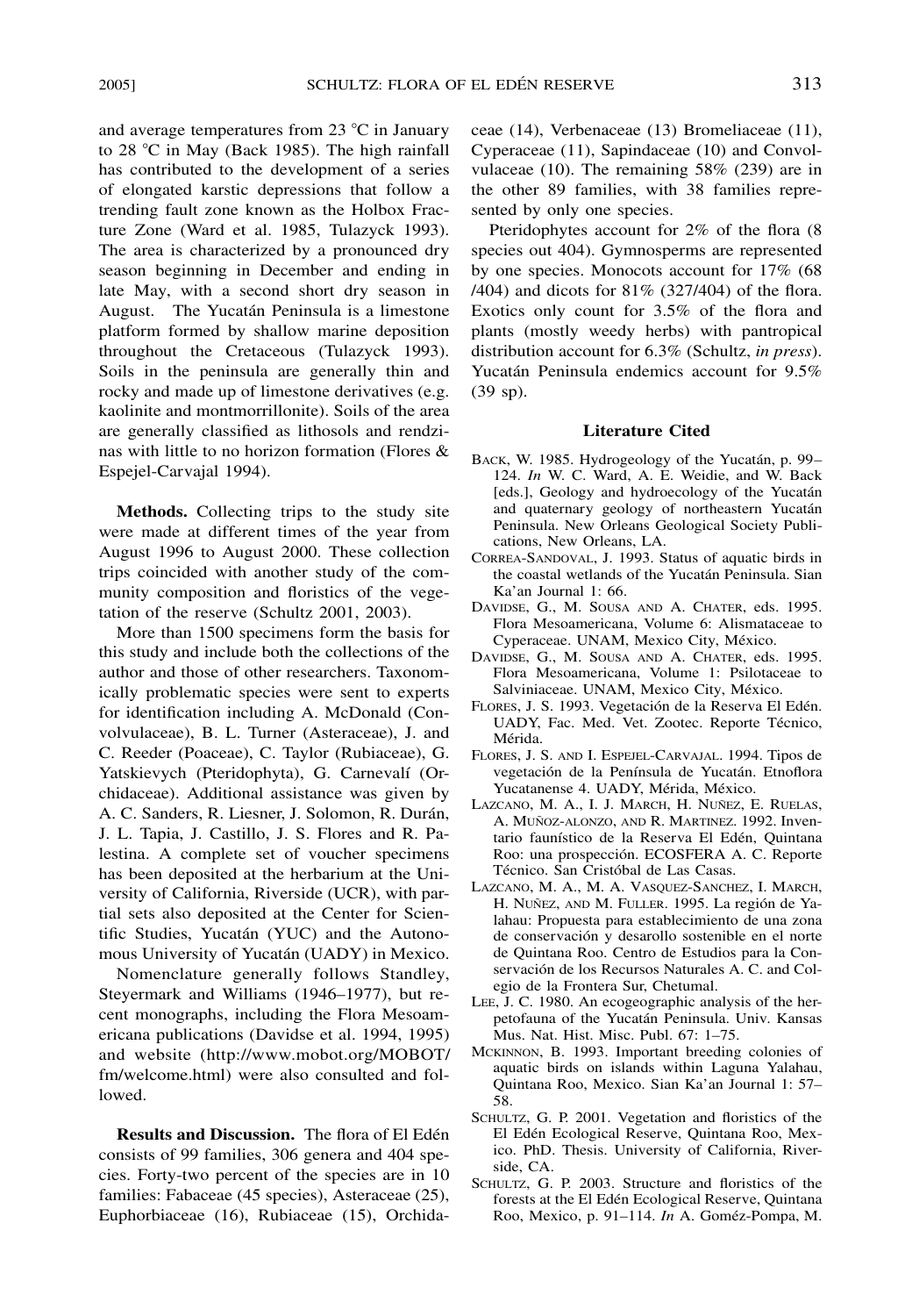and average temperatures from 23 °C in January to 28 °C in May (Back 1985). The high rainfall has contributed to the development of a series of elongated karstic depressions that follow a trending fault zone known as the Holbox Fracture Zone (Ward et al. 1985, Tulazyck 1993). The area is characterized by a pronounced dry season beginning in December and ending in late May, with a second short dry season in August. The Yucatán Peninsula is a limestone platform formed by shallow marine deposition throughout the Cretaceous (Tulazyck 1993). Soils in the peninsula are generally thin and rocky and made up of limestone derivatives (e.g. kaolinite and montmorrillonite). Soils of the area are generally classified as lithosols and rendzinas with little to no horizon formation (Flores & Espejel-Carvajal 1994).

**Methods.** Collecting trips to the study site were made at different times of the year from August 1996 to August 2000. These collection trips coincided with another study of the community composition and floristics of the vegetation of the reserve (Schultz 2001, 2003).

More than 1500 specimens form the basis for this study and include both the collections of the author and those of other researchers. Taxonomically problematic species were sent to experts for identification including A. McDonald (Convolvulaceae), B. L. Turner (Asteraceae), J. and C. Reeder (Poaceae), C. Taylor (Rubiaceae), G. Yatskievych (Pteridophyta), G. Carnevalí (Orchidaceae). Additional assistance was given by A. C. Sanders, R. Liesner, J. Solomon, R. Durán, J. L. Tapia, J. Castillo, J. S. Flores and R. Palestina. A complete set of voucher specimens has been deposited at the herbarium at the University of California, Riverside (UCR), with partial sets also deposited at the Center for Scientific Studies, Yucatán (YUC) and the Autonomous University of Yucatán (UADY) in Mexico.

Nomenclature generally follows Standley, Steyermark and Williams (1946–1977), but recent monographs, including the Flora Mesoamericana publications (Davidse et al. 1994, 1995) and website (http://www.mobot.org/MOBOT/fm/welcome.html) were also consulted and followed.

**Results and Discussion.** The flora of El Edén consists of 99 families, 306 genera and 404 species. Forty-two percent of the species are in 10 families: Fabaceae (45 species), Asteraceae (25), Euphorbiaceae (16), Rubiaceae (15), Orchidaceae (14), Verbenaceae (13) Bromeliaceae (11), Cyperaceae (11), Sapindaceae (10) and Convolvulaceae (10). The remaining 58% (239) are in the other 89 families, with 38 families represented by only one species.

Pteridophytes account for 2% of the flora (8 species out 404). Gymnosperms are represented by one species. Monocots account for 17% (68 /404) and dicots for 81% (327/404) of the flora. Exotics only count for 3.5% of the flora and plants (mostly weedy herbs) with pantropical distribution account for 6.3% (Schultz, *in press*). Yucatán Peninsula endemics account for 9.5% (39 sp).

## Literature Cited

BACK, W. 1985. Hydrogeology of the Yucatán, p. 99–124. *In* W. C. Ward, A. E. Weidie, and W. Back [eds.], Geology and hydroecology of the Yucatán and quaternary geology of northeastern Yucatán Peninsula. New Orleans Geological Society Publications, New Orleans, LA.

CORREA-SANDOVAL, J. 1993. Status of aquatic birds in the coastal wetlands of the Yucatán Peninsula. Sian Ka'an Journal 1: 66.

DAVIDSE, G., M. SOUSA AND A. CHATER, eds. 1995. Flora Mesoamericana, Volume 6: Alismataceae to Cyperaceae. UNAM, Mexico City, México.

DAVIDSE, G., M. SOUSA AND A. CHATER, eds. 1995. Flora Mesoamericana, Volume 1: Psilotaceae to Salviniaceae. UNAM, Mexico City, México.

FLORES, J. S. 1993. Vegetación de la Reserva El Edén. UADY, Fac. Med. Vet. Zootec. Reporte Técnico, Mérida.

FLORES, J. S. AND I. ESPEJEL-CARVAJAL. 1994. Tipos de vegetación de la Península de Yucatán. Etnoflora Yucatanense 4. UADY, Mérida, México.

LAZCANO, M. A., I. J. MARCH, H. NUÑEZ, E. RUELAS, A. MUÑOZ-ALONZO, AND R. MARTINEZ. 1992. Inventario faunístico de la Reserva El Edén, Quintana Roo: una prospección. ECOSFERA A. C. Reporte Técnico. San Cristóbal de Las Casas.

LAZCANO, M. A., M. A. VASQUEZ-SANCHEZ, I. MARCH, H. NUÑEZ, AND M. FULLER. 1995. La región de Yalahau: Propuesta para establecimiento de una zona de conservación y desarollo sostenible en el norte de Quintana Roo. Centro de Estudios para la Conservación de los Recursos Naturales A. C. and Colegio de la Frontera Sur, Chetumal.

LEE, J. C. 1980. An ecogeographic analysis of the herpetofauna of the Yucatán Peninsula. Univ. Kansas Mus. Nat. Hist. Misc. Publ. 67: 1–75.

MCKINNON, B. 1993. Important breeding colonies of aquatic birds on islands within Laguna Yalahau, Quintana Roo, Mexico. Sian Ka'an Journal 1: 57–58.

SCHULTZ, G. P. 2001. Vegetation and floristics of the El Edén Ecological Reserve, Quintana Roo, Mexico. PhD. Thesis. University of California, Riverside, CA.

SCHULTZ, G. P. 2003. Structure and floristics of the forests at the El Edén Ecological Reserve, Quintana Roo, Mexico, p. 91–114. *In* A. Goméz-Pompa, M.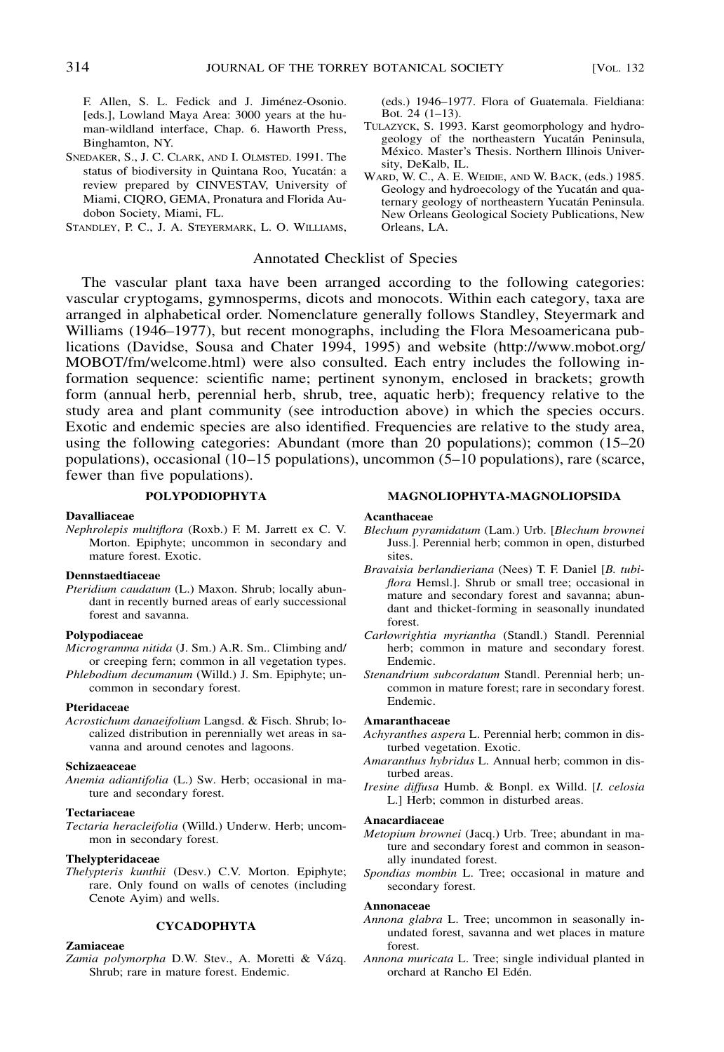F. Allen, S. L. Fedick and J. Jiménez-Osonio. [eds.], Lowland Maya Area: 3000 years at the human-wildland interface, Chap. 6. Haworth Press, Binghamton, NY.

SNEDAKER, S., J. C. CLARK, AND I. OLMSTED. 1991. The status of biodiversity in Quintana Roo, Yucatán: a review prepared by CINVESTAV, University of Miami, CIQRO, GEMA, Pronatura and Florida Audobon Society, Miami, FL.

STANDLEY, P. C., J. A. STEYERMARK, L. O. WILLIAMS, (eds.) 1946–1977. Flora of Guatemala. Fieldiana: Bot. 24 (1–13).

TULAZYCK, S. 1993. Karst geomorphology and hydrogeology of the northeastern Yucatán Peninsula, México. Master's Thesis. Northern Illinois University, DeKalb, IL.

WARD, W. C., A. E. WEIDIE, AND W. BACK, (eds.) 1985. Geology and hydroecology of the Yucatán and quaternary geology of northeastern Yucatán Peninsula. New Orleans Geological Society Publications, New Orleans, LA.

## Annotated Checklist of Species

The vascular plant taxa have been arranged according to the following categories: vascular cryptogams, gymnosperms, dicots and monocots. Within each category, taxa are arranged in alphabetical order. Nomenclature generally follows Standley, Steyermark and Williams (1946–1977), but recent monographs, including the Flora Mesoamericana publications (Davidse, Sousa and Chater 1994, 1995) and website (http://www.mobot.org/MOBOT/fm/welcome.html) were also consulted. Each entry includes the following information sequence: scientific name; pertinent synonym, enclosed in brackets; growth form (annual herb, perennial herb, shrub, tree, aquatic herb); frequency relative to the study area and plant community (see introduction above) in which the species occurs. Exotic and endemic species are also identified. Frequencies are relative to the study area, using the following categories: Abundant (more than 20 populations); common (15–20 populations), occasional (10–15 populations), uncommon (5–10 populations), rare (scarce, fewer than five populations).

### POLYPODIOPHYTA

**Davalliaceae**

*Nephrolepis multiflora* (Roxb.) F. M. Jarrett ex C. V. Morton. Epiphyte; uncommon in secondary and mature forest. Exotic.

**Dennstaedtiaceae**

*Pteridium caudatum* (L.) Maxon. Shrub; locally abundant in recently burned areas of early successional forest and savanna.

**Polypodiaceae**

*Microgramma nitida* (J. Sm.) A.R. Sm.. Climbing and/or creeping fern; common in all vegetation types.

*Phlebodium decumanum* (Willd.) J. Sm. Epiphyte; uncommon in secondary forest.

**Pteridaceae**

*Acrostichum danaeifolium* Langsd. & Fisch. Shrub; localized distribution in perennially wet areas in savanna and around cenotes and lagoons.

**Schizaeaceae**

*Anemia adiantifolia* (L.) Sw. Herb; occasional in mature and secondary forest.

**Tectariaceae**

*Tectaria heracleifolia* (Willd.) Underw. Herb; uncommon in secondary forest.

**Thelypteridaceae**

*Thelypteris kunthii* (Desv.) C.V. Morton. Epiphyte; rare. Only found on walls of cenotes (including Cenote Ayim) and wells.

### CYCADOPHYTA

**Zamiaceae**

*Zamia polymorpha* D.W. Stev., A. Moretti & Vázq. Shrub; rare in mature forest. Endemic.

### MAGNOLIOPHYTA-MAGNOLIOPSIDA

**Acanthaceae**

*Blechum pyramidatum* (Lam.) Urb. [*Blechum brownei* Juss.]. Perennial herb; common in open, disturbed sites.

*Bravaisia berlandieriana* (Nees) T. F. Daniel [*B. tubiflora* Hemsl.]. Shrub or small tree; occasional in mature and secondary forest and savanna; abundant and thicket-forming in seasonally inundated forest.

*Carlowrightia myriantha* (Standl.) Standl. Perennial herb; common in mature and secondary forest. Endemic.

*Stenandrium subcordatum* Standl. Perennial herb; uncommon in mature forest; rare in secondary forest. Endemic.

**Amaranthaceae**

*Achyranthes aspera* L. Perennial herb; common in disturbed vegetation. Exotic.

*Amaranthus hybridus* L. Annual herb; common in disturbed areas.

*Iresine diffusa* Humb. & Bonpl. ex Willd. [*I. celosia* L.] Herb; common in disturbed areas.

**Anacardiaceae**

*Metopium brownei* (Jacq.) Urb. Tree; abundant in mature and secondary forest and common in seasonally inundated forest.

*Spondias mombin* L. Tree; occasional in mature and secondary forest.

**Annonaceae**

*Annona glabra* L. Tree; uncommon in seasonally inundated forest, savanna and wet places in mature forest.

*Annona muricata* L. Tree; single individual planted in orchard at Rancho El Edén.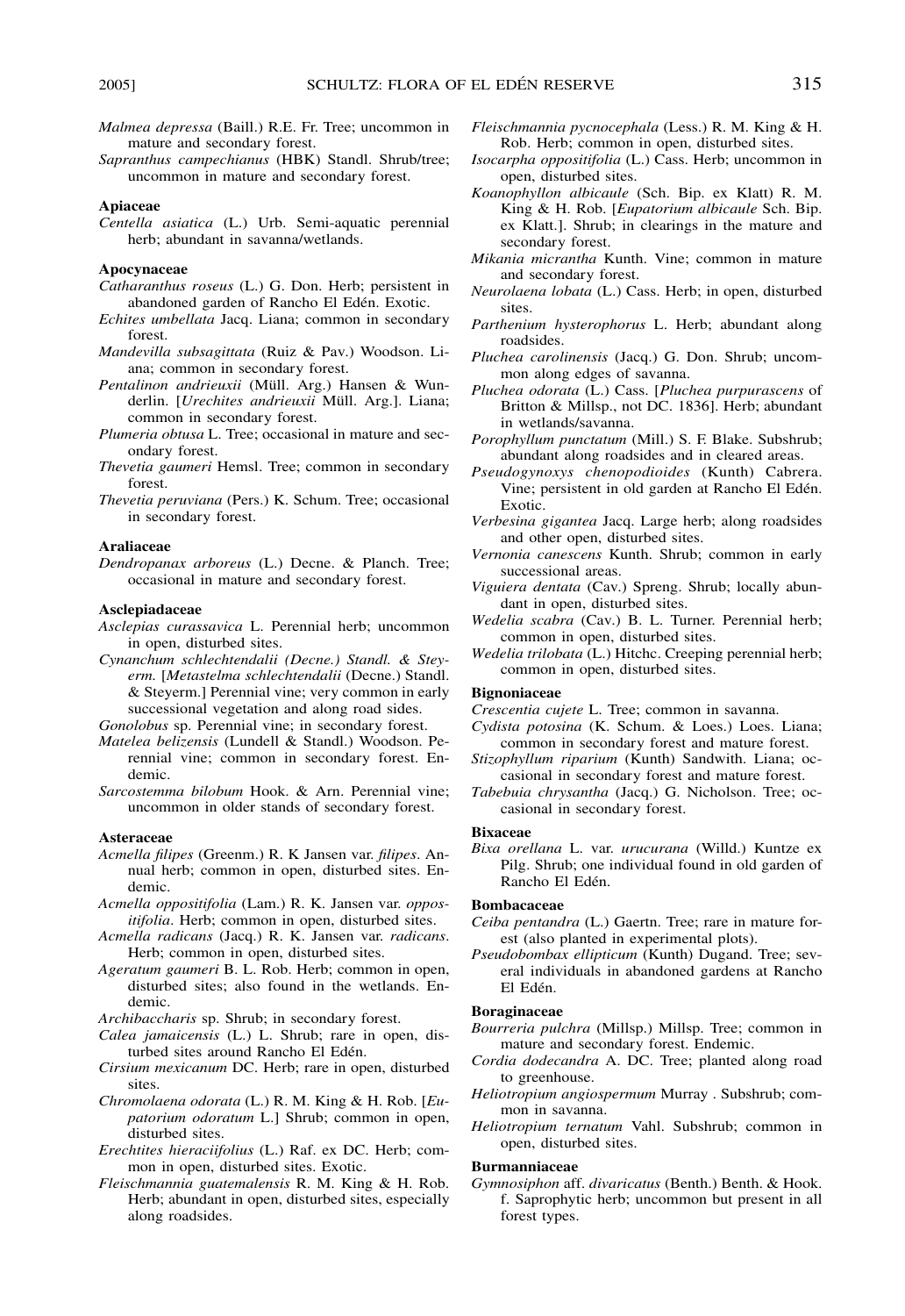*Malmea depressa* (Baill.) R.E. Fr. Tree; uncommon in mature and secondary forest.

*Sapranthus campechianus* (HBK) Standl. Shrub/tree; uncommon in mature and secondary forest.

**Apiaceae**

*Centella asiatica* (L.) Urb. Semi-aquatic perennial herb; abundant in savanna/wetlands.

**Apocynaceae**

*Catharanthus roseus* (L.) G. Don. Herb; persistent in abandoned garden of Rancho El Edén. Exotic.

*Echites umbellata* Jacq. Liana; common in secondary forest.

*Mandevilla subsagittata* (Ruiz & Pav.) Woodson. Liana; common in secondary forest.

*Pentalinon andrieuxii* (Müll. Arg.) Hansen & Wunderlin. [*Urechites andrieuxii* Müll. Arg.]. Liana; common in secondary forest.

*Plumeria obtusa* L. Tree; occasional in mature and secondary forest.

*Thevetia gaumeri* Hemsl. Tree; common in secondary forest.

*Thevetia peruviana* (Pers.) K. Schum. Tree; occasional in secondary forest.

**Araliaceae**

*Dendropanax arboreus* (L.) Decne. & Planch. Tree; occasional in mature and secondary forest.

**Asclepiadaceae**

*Asclepias curassavica* L. Perennial herb; uncommon in open, disturbed sites.

*Cynanchum schlechtendalii (Decne.) Standl. & Steyerm.* [*Metastelma schlechtendalii* (Decne.) Standl. & Steyerm.] Perennial vine; very common in early successional vegetation and along road sides.

*Gonolobus* sp. Perennial vine; in secondary forest.

*Matelea belizensis* (Lundell & Standl.) Woodson. Perennial vine; common in secondary forest. Endemic.

*Sarcostemma bilobum* Hook. & Arn. Perennial vine; uncommon in older stands of secondary forest.

**Asteraceae**

*Acmella filipes* (Greenm.) R. K Jansen var. *filipes*. Annual herb; common in open, disturbed sites. Endemic.

*Acmella oppositifolia* (Lam.) R. K. Jansen var. *oppositifolia*. Herb; common in open, disturbed sites.

*Acmella radicans* (Jacq.) R. K. Jansen var. *radicans*. Herb; common in open, disturbed sites.

*Ageratum gaumeri* B. L. Rob. Herb; common in open, disturbed sites; also found in the wetlands. Endemic.

*Archibaccharis* sp. Shrub; in secondary forest.

*Calea jamaicensis* (L.) L. Shrub; rare in open, disturbed sites around Rancho El Edén.

*Cirsium mexicanum* DC. Herb; rare in open, disturbed sites.

*Chromolaena odorata* (L.) R. M. King & H. Rob. [*Eupatorium odoratum* L.] Shrub; common in open, disturbed sites.

*Erechtites hieraciifolius* (L.) Raf. ex DC. Herb; common in open, disturbed sites. Exotic.

*Fleischmannia guatemalensis* R. M. King & H. Rob. Herb; abundant in open, disturbed sites, especially along roadsides.

*Fleischmannia pycnocephala* (Less.) R. M. King & H. Rob. Herb; common in open, disturbed sites.

*Isocarpha oppositifolia* (L.) Cass. Herb; uncommon in open, disturbed sites.

*Koanophyllon albicaule* (Sch. Bip. ex Klatt) R. M. King & H. Rob. [*Eupatorium albicaule* Sch. Bip. ex Klatt.]. Shrub; in clearings in the mature and secondary forest.

*Mikania micrantha* Kunth. Vine; common in mature and secondary forest.

*Neurolaena lobata* (L.) Cass. Herb; in open, disturbed sites.

*Parthenium hysterophorus* L. Herb; abundant along roadsides.

*Pluchea carolinensis* (Jacq.) G. Don. Shrub; uncommon along edges of savanna.

*Pluchea odorata* (L.) Cass. [*Pluchea purpurascens* of Britton & Millsp., not DC. 1836]. Herb; abundant in wetlands/savanna.

*Porophyllum punctatum* (Mill.) S. F. Blake. Subshrub; abundant along roadsides and in cleared areas.

*Pseudogynoxys chenopodioides* (Kunth) Cabrera. Vine; persistent in old garden at Rancho El Edén. Exotic.

*Verbesina gigantea* Jacq. Large herb; along roadsides and other open, disturbed sites.

*Vernonia canescens* Kunth. Shrub; common in early successional areas.

*Viguiera dentata* (Cav.) Spreng. Shrub; locally abundant in open, disturbed sites.

*Wedelia scabra* (Cav.) B. L. Turner. Perennial herb; common in open, disturbed sites.

*Wedelia trilobata* (L.) Hitchc. Creeping perennial herb; common in open, disturbed sites.

**Bignoniaceae**

*Crescentia cujete* L. Tree; common in savanna.

*Cydista potosina* (K. Schum. & Loes.) Loes. Liana; common in secondary forest and mature forest.

*Stizophyllum riparium* (Kunth) Sandwith. Liana; occasional in secondary forest and mature forest.

*Tabebuia chrysantha* (Jacq.) G. Nicholson. Tree; occasional in secondary forest.

**Bixaceae**

*Bixa orellana* L. var. *urucurana* (Willd.) Kuntze ex Pilg. Shrub; one individual found in old garden of Rancho El Edén.

**Bombacaceae**

*Ceiba pentandra* (L.) Gaertn. Tree; rare in mature forest (also planted in experimental plots).

*Pseudobombax ellipticum* (Kunth) Dugand. Tree; several individuals in abandoned gardens at Rancho El Edén.

**Boraginaceae**

*Bourreria pulchra* (Millsp.) Millsp. Tree; common in mature and secondary forest. Endemic.

*Cordia dodecandra* A. DC. Tree; planted along road to greenhouse.

*Heliotropium angiospermum* Murray . Subshrub; common in savanna.

*Heliotropium ternatum* Vahl. Subshrub; common in open, disturbed sites.

**Burmanniaceae**

*Gymnosiphon* aff. *divaricatus* (Benth.) Benth. & Hook. f. Saprophytic herb; uncommon but present in all forest types.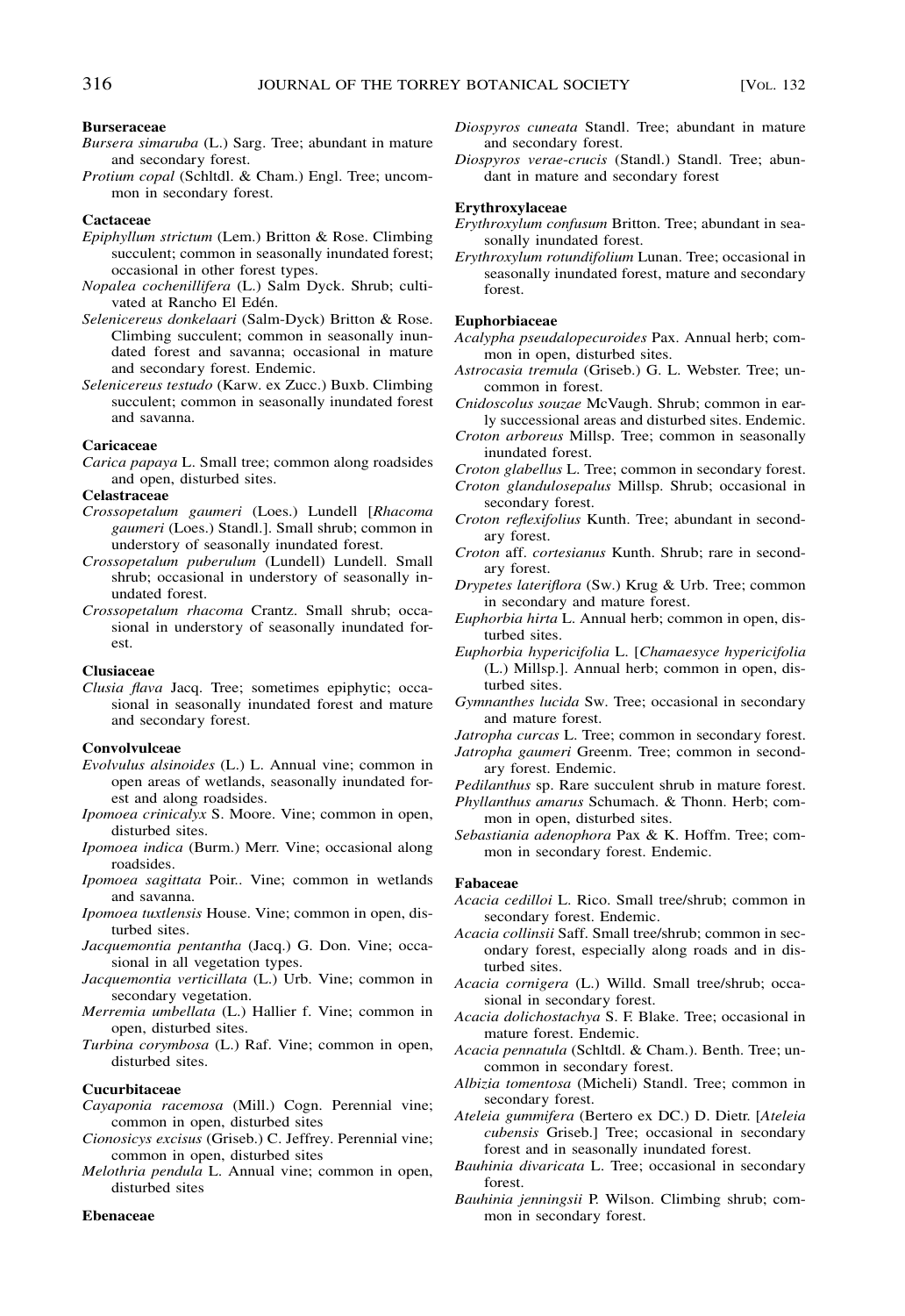**Burseraceae**

*Bursera simaruba* (L.) Sarg. Tree; abundant in mature and secondary forest.

*Protium copal* (Schltdl. & Cham.) Engl. Tree; uncommon in secondary forest.

**Cactaceae**

*Epiphyllum strictum* (Lem.) Britton & Rose. Climbing succulent; common in seasonally inundated forest; occasional in other forest types.

*Nopalea cochenillifera* (L.) Salm Dyck. Shrub; cultivated at Rancho El Edén.

*Selenicereus donkelaari* (Salm-Dyck) Britton & Rose. Climbing succulent; common in seasonally inundated forest and savanna; occasional in mature and secondary forest. Endemic.

*Selenicereus testudo* (Karw. ex Zucc.) Buxb. Climbing succulent; common in seasonally inundated forest and savanna.

**Caricaceae**

*Carica papaya* L. Small tree; common along roadsides and open, disturbed sites.

**Celastraceae**

*Crossopetalum gaumeri* (Loes.) Lundell [*Rhacoma gaumeri* (Loes.) Standl.]. Small shrub; common in understory of seasonally inundated forest.

*Crossopetalum puberulum* (Lundell) Lundell. Small shrub; occasional in understory of seasonally inundated forest.

*Crossopetalum rhacoma* Crantz. Small shrub; occasional in understory of seasonally inundated forest.

**Clusiaceae**

*Clusia flava* Jacq. Tree; sometimes epiphytic; occasional in seasonally inundated forest and mature and secondary forest.

**Convolvulceae**

*Evolvulus alsinoides* (L.) L. Annual vine; common in open areas of wetlands, seasonally inundated forest and along roadsides.

*Ipomoea crinicalyx* S. Moore. Vine; common in open, disturbed sites.

*Ipomoea indica* (Burm.) Merr. Vine; occasional along roadsides.

*Ipomoea sagittata* Poir.. Vine; common in wetlands and savanna.

*Ipomoea tuxtlensis* House. Vine; common in open, disturbed sites.

*Jacquemontia pentantha* (Jacq.) G. Don. Vine; occasional in all vegetation types.

*Jacquemontia verticillata* (L.) Urb. Vine; common in secondary vegetation.

*Merremia umbellata* (L.) Hallier f. Vine; common in open, disturbed sites.

*Turbina corymbosa* (L.) Raf. Vine; common in open, disturbed sites.

**Cucurbitaceae**

*Cayaponia racemosa* (Mill.) Cogn. Perennial vine; common in open, disturbed sites

*Cionosicys excisus* (Griseb.) C. Jeffrey. Perennial vine; common in open, disturbed sites

*Melothria pendula* L. Annual vine; common in open, disturbed sites

**Ebenaceae**

*Diospyros cuneata* Standl. Tree; abundant in mature and secondary forest.

*Diospyros verae-crucis* (Standl.) Standl. Tree; abundant in mature and secondary forest

**Erythroxylaceae**

*Erythroxylum confusum* Britton. Tree; abundant in seasonally inundated forest.

*Erythroxylum rotundifolium* Lunan. Tree; occasional in seasonally inundated forest, mature and secondary forest.

**Euphorbiaceae**

*Acalypha pseudalopecuroides* Pax. Annual herb; common in open, disturbed sites.

*Astrocasia tremula* (Griseb.) G. L. Webster. Tree; uncommon in forest.

*Cnidoscolus souzae* McVaugh. Shrub; common in early successional areas and disturbed sites. Endemic.

*Croton arboreus* Millsp. Tree; common in seasonally inundated forest.

*Croton glabellus* L. Tree; common in secondary forest.

*Croton glandulosepalus* Millsp. Shrub; occasional in secondary forest.

*Croton reflexifolius* Kunth. Tree; abundant in secondary forest.

*Croton* aff. *cortesianus* Kunth. Shrub; rare in secondary forest.

*Drypetes lateriflora* (Sw.) Krug & Urb. Tree; common in secondary and mature forest.

*Euphorbia hirta* L. Annual herb; common in open, disturbed sites.

*Euphorbia hypericifolia* L. [*Chamaesyce hypericifolia* (L.) Millsp.]. Annual herb; common in open, disturbed sites.

*Gymnanthes lucida* Sw. Tree; occasional in secondary and mature forest.

*Jatropha curcas* L. Tree; common in secondary forest.

*Jatropha gaumeri* Greenm. Tree; common in secondary forest. Endemic.

*Pedilanthus* sp. Rare succulent shrub in mature forest.

*Phyllanthus amarus* Schumach. & Thonn. Herb; common in open, disturbed sites.

*Sebastiania adenophora* Pax & K. Hoffm. Tree; common in secondary forest. Endemic.

**Fabaceae**

*Acacia cedilloi* L. Rico. Small tree/shrub; common in secondary forest. Endemic.

*Acacia collinsii* Saff. Small tree/shrub; common in secondary forest, especially along roads and in disturbed sites.

*Acacia cornigera* (L.) Willd. Small tree/shrub; occasional in secondary forest.

*Acacia dolichostachya* S. F. Blake. Tree; occasional in mature forest. Endemic.

*Acacia pennatula* (Schltdl. & Cham.). Benth. Tree; uncommon in secondary forest.

*Albizia tomentosa* (Micheli) Standl. Tree; common in secondary forest.

*Ateleia gummifera* (Bertero ex DC.) D. Dietr. [*Ateleia cubensis* Griseb.] Tree; occasional in secondary forest and in seasonally inundated forest.

*Bauhinia divaricata* L. Tree; occasional in secondary forest.

*Bauhinia jenningsii* P. Wilson. Climbing shrub; common in secondary forest.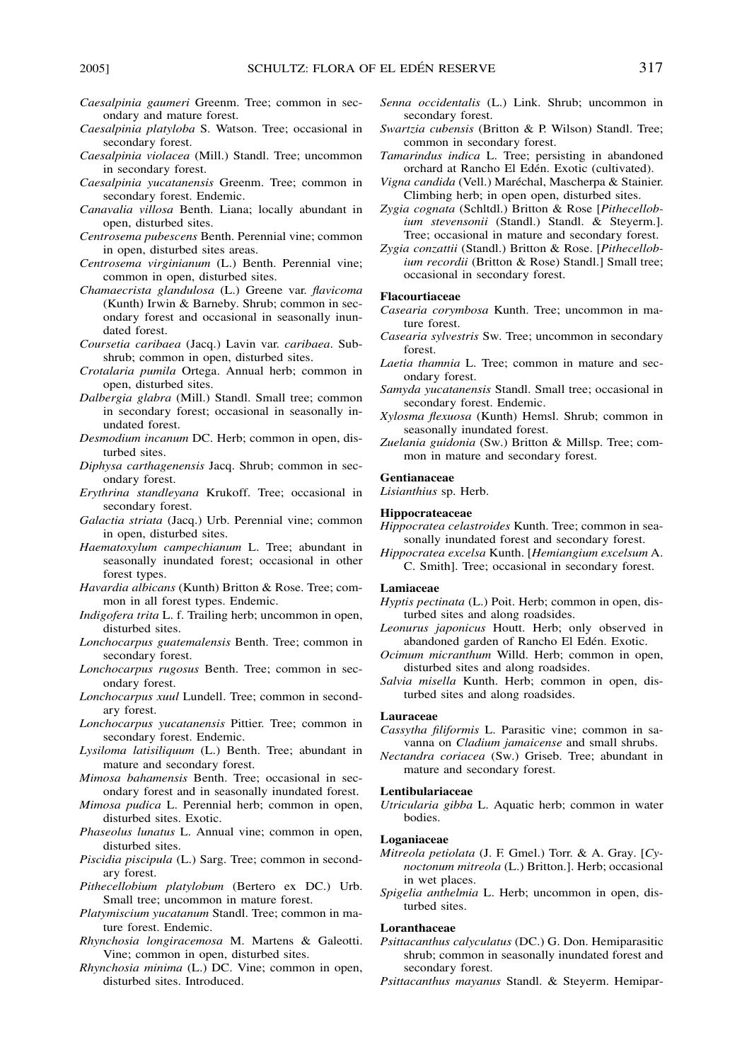*Caesalpinia gaumeri* Greenm. Tree; common in secondary and mature forest.

*Caesalpinia platyloba* S. Watson. Tree; occasional in secondary forest.

*Caesalpinia violacea* (Mill.) Standl. Tree; uncommon in secondary forest.

*Caesalpinia yucatanensis* Greenm. Tree; common in secondary forest. Endemic.

*Canavalia villosa* Benth. Liana; locally abundant in open, disturbed sites.

*Centrosema pubescens* Benth. Perennial vine; common in open, disturbed sites areas.

*Centrosema virginianum* (L.) Benth. Perennial vine; common in open, disturbed sites.

*Chamaecrista glandulosa* (L.) Greene var. *flavicoma* (Kunth) Irwin & Barneby. Shrub; common in secondary forest and occasional in seasonally inundated forest.

*Coursetia caribaea* (Jacq.) Lavin var. *caribaea*. Subshrub; common in open, disturbed sites.

*Crotalaria pumila* Ortega. Annual herb; common in open, disturbed sites.

*Dalbergia glabra* (Mill.) Standl. Small tree; common in secondary forest; occasional in seasonally inundated forest.

*Desmodium incanum* DC. Herb; common in open, disturbed sites.

*Diphysa carthagenensis* Jacq. Shrub; common in secondary forest.

*Erythrina standleyana* Krukoff. Tree; occasional in secondary forest.

*Galactia striata* (Jacq.) Urb. Perennial vine; common in open, disturbed sites.

*Haematoxylum campechianum* L. Tree; abundant in seasonally inundated forest; occasional in other forest types.

*Havardia albicans* (Kunth) Britton & Rose. Tree; common in all forest types. Endemic.

*Indigofera trita* L. f. Trailing herb; uncommon in open, disturbed sites.

*Lonchocarpus guatemalensis* Benth. Tree; common in secondary forest.

*Lonchocarpus rugosus* Benth. Tree; common in secondary forest.

*Lonchocarpus xuul* Lundell. Tree; common in secondary forest.

*Lonchocarpus yucatanensis* Pittier. Tree; common in secondary forest. Endemic.

*Lysiloma latisiliquum* (L.) Benth. Tree; abundant in mature and secondary forest.

*Mimosa bahamensis* Benth. Tree; occasional in secondary forest and in seasonally inundated forest.

*Mimosa pudica* L. Perennial herb; common in open, disturbed sites. Exotic.

*Phaseolus lunatus* L. Annual vine; common in open, disturbed sites.

*Piscidia piscipula* (L.) Sarg. Tree; common in secondary forest.

*Pithecellobium platylobum* (Bertero ex DC.) Urb. Small tree; uncommon in mature forest.

*Platymiscium yucatanum* Standl. Tree; common in mature forest. Endemic.

*Rhynchosia longiracemosa* M. Martens & Galeotti. Vine; common in open, disturbed sites.

*Rhynchosia minima* (L.) DC. Vine; common in open, disturbed sites. Introduced.

*Senna occidentalis* (L.) Link. Shrub; uncommon in secondary forest.

*Swartzia cubensis* (Britton & P. Wilson) Standl. Tree; common in secondary forest.

*Tamarindus indica* L. Tree; persisting in abandoned orchard at Rancho El Edén. Exotic (cultivated).

*Vigna candida* (Vell.) Maréchal, Mascherpa & Stainier. Climbing herb; in open open, disturbed sites.

*Zygia cognata* (Schltdl.) Britton & Rose [*Pithecellobium stevensonii* (Standl.) Standl. & Steyerm.]. Tree; occasional in mature and secondary forest.

*Zygia conzattii* (Standl.) Britton & Rose. [*Pithecellobium recordii* (Britton & Rose) Standl.] Small tree; occasional in secondary forest.

**Flacourtiaceae**

*Casearia corymbosa* Kunth. Tree; uncommon in mature forest.

*Casearia sylvestris* Sw. Tree; uncommon in secondary forest.

*Laetia thamnia* L. Tree; common in mature and secondary forest.

*Samyda yucatanensis* Standl. Small tree; occasional in secondary forest. Endemic.

*Xylosma flexuosa* (Kunth) Hemsl. Shrub; common in seasonally inundated forest.

*Zuelania guidonia* (Sw.) Britton & Millsp. Tree; common in mature and secondary forest.

**Gentianaceae**

*Lisianthius* sp. Herb.

**Hippocrateaceae**

*Hippocratea celastroides* Kunth. Tree; common in seasonally inundated forest and secondary forest.

*Hippocratea excelsa* Kunth. [*Hemiangium excelsum* A. C. Smith]. Tree; occasional in secondary forest.

**Lamiaceae**

*Hyptis pectinata* (L.) Poit. Herb; common in open, disturbed sites and along roadsides.

*Leonurus japonicus* Houtt. Herb; only observed in abandoned garden of Rancho El Edén. Exotic.

*Ocimum micranthum* Willd. Herb; common in open, disturbed sites and along roadsides.

*Salvia misella* Kunth. Herb; common in open, disturbed sites and along roadsides.

**Lauraceae**

*Cassytha filiformis* L. Parasitic vine; common in savanna on *Cladium jamaicense* and small shrubs.

*Nectandra coriacea* (Sw.) Griseb. Tree; abundant in mature and secondary forest.

**Lentibulariaceae**

*Utricularia gibba* L. Aquatic herb; common in water bodies.

**Loganiaceae**

*Mitreola petiolata* (J. F. Gmel.) Torr. & A. Gray. [*Cynoctonum mitreola* (L.) Britton.]. Herb; occasional in wet places.

*Spigelia anthelmia* L. Herb; uncommon in open, disturbed sites.

**Loranthaceae**

*Psittacanthus calyculatus* (DC.) G. Don. Hemiparasitic shrub; common in seasonally inundated forest and secondary forest.

*Psittacanthus mayanus* Standl. & Steyerm. Hemipar-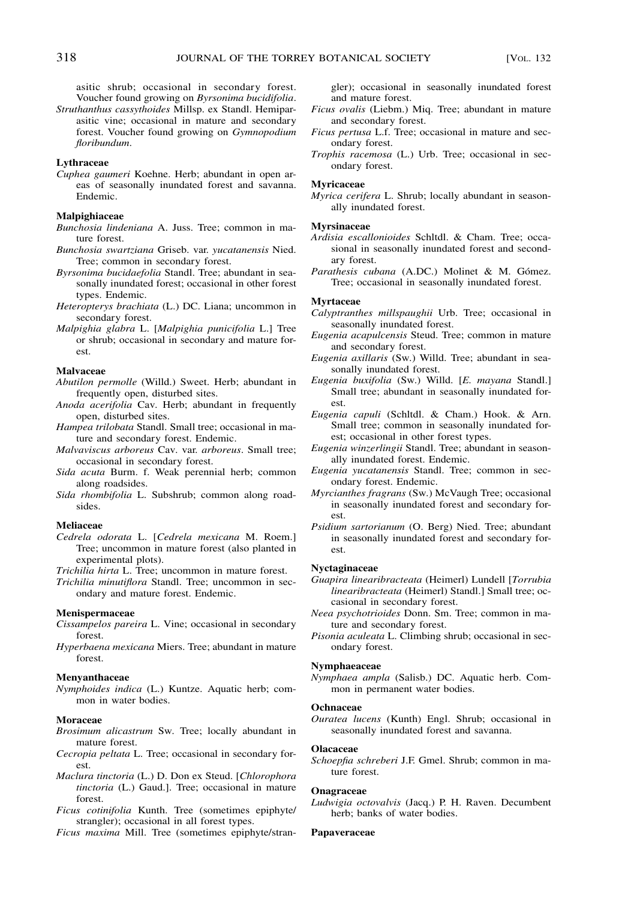asitic shrub; occasional in secondary forest. Voucher found growing on *Byrsonima bucidifolia*.

*Struthanthus cassythoides* Millsp. ex Standl. Hemiparasitic vine; occasional in mature and secondary forest. Voucher found growing on *Gymnopodium floribundum*.

**Lythraceae**

*Cuphea gaumeri* Koehne. Herb; abundant in open areas of seasonally inundated forest and savanna. Endemic.

**Malpighiaceae**

*Bunchosia lindeniana* A. Juss. Tree; common in mature forest.

*Bunchosia swartziana* Griseb. var. *yucatanensis* Nied. Tree; common in secondary forest.

*Byrsonima bucidaefolia* Standl. Tree; abundant in seasonally inundated forest; occasional in other forest types. Endemic.

*Heteropterys brachiata* (L.) DC. Liana; uncommon in secondary forest.

*Malpighia glabra* L. [*Malpighia punicifolia* L.] Tree or shrub; occasional in secondary and mature forest.

**Malvaceae**

*Abutilon permolle* (Willd.) Sweet. Herb; abundant in frequently open, disturbed sites.

*Anoda acerifolia* Cav. Herb; abundant in frequently open, disturbed sites.

*Hampea trilobata* Standl. Small tree; occasional in mature and secondary forest. Endemic.

*Malvaviscus arboreus* Cav. var. *arboreus*. Small tree; occasional in secondary forest.

*Sida acuta* Burm. f. Weak perennial herb; common along roadsides.

*Sida rhombifolia* L. Subshrub; common along roadsides.

**Meliaceae**

*Cedrela odorata* L. [*Cedrela mexicana* M. Roem.] Tree; uncommon in mature forest (also planted in experimental plots).

*Trichilia hirta* L. Tree; uncommon in mature forest.

*Trichilia minutiflora* Standl. Tree; uncommon in secondary and mature forest. Endemic.

**Menispermaceae**

*Cissampelos pareira* L. Vine; occasional in secondary forest.

*Hyperbaena mexicana* Miers. Tree; abundant in mature forest.

**Menyanthaceae**

*Nymphoides indica* (L.) Kuntze. Aquatic herb; common in water bodies.

**Moraceae**

*Brosimum alicastrum* Sw. Tree; locally abundant in mature forest.

*Cecropia peltata* L. Tree; occasional in secondary forest.

*Maclura tinctoria* (L.) D. Don ex Steud. [*Chlorophora tinctoria* (L.) Gaud.]. Tree; occasional in mature forest.

*Ficus cotinifolia* Kunth. Tree (sometimes epiphyte/strangler); occasional in all forest types.

*Ficus maxima* Mill. Tree (sometimes epiphyte/strangler); occasional in seasonally inundated forest and mature forest.

*Ficus ovalis* (Liebm.) Miq. Tree; abundant in mature and secondary forest.

*Ficus pertusa* L.f. Tree; occasional in mature and secondary forest.

*Trophis racemosa* (L.) Urb. Tree; occasional in secondary forest.

**Myricaceae**

*Myrica cerifera* L. Shrub; locally abundant in seasonally inundated forest.

**Myrsinaceae**

*Ardisia escallonioides* Schltdl. & Cham. Tree; occasional in seasonally inundated forest and secondary forest.

*Parathesis cubana* (A.DC.) Molinet & M. Gómez. Tree; occasional in seasonally inundated forest.

**Myrtaceae**

*Calyptranthes millspaughii* Urb. Tree; occasional in seasonally inundated forest.

*Eugenia acapulcensis* Steud. Tree; common in mature and secondary forest.

*Eugenia axillaris* (Sw.) Willd. Tree; abundant in seasonally inundated forest.

*Eugenia buxifolia* (Sw.) Willd. [*E. mayana* Standl.] Small tree; abundant in seasonally inundated forest.

*Eugenia capuli* (Schltdl. & Cham.) Hook. & Arn. Small tree; common in seasonally inundated forest; occasional in other forest types.

*Eugenia winzerlingii* Standl. Tree; abundant in seasonally inundated forest. Endemic.

*Eugenia yucatanensis* Standl. Tree; common in secondary forest. Endemic.

*Myrcianthes fragrans* (Sw.) McVaugh Tree; occasional in seasonally inundated forest and secondary forest.

*Psidium sartorianum* (O. Berg) Nied. Tree; abundant in seasonally inundated forest and secondary forest.

**Nyctaginaceae**

*Guapira linearibracteata* (Heimerl) Lundell [*Torrubia linearibracteata* (Heimerl) Standl.] Small tree; occasional in secondary forest.

*Neea psychotrioides* Donn. Sm. Tree; common in mature and secondary forest.

*Pisonia aculeata* L. Climbing shrub; occasional in secondary forest.

**Nymphaeaceae**

*Nymphaea ampla* (Salisb.) DC. Aquatic herb. Common in permanent water bodies.

**Ochnaceae**

*Ouratea lucens* (Kunth) Engl. Shrub; occasional in seasonally inundated forest and savanna.

**Olacaceae**

*Schoepfia schreberi* J.F. Gmel. Shrub; common in mature forest.

**Onagraceae**

*Ludwigia octovalvis* (Jacq.) P. H. Raven. Decumbent herb; banks of water bodies.

**Papaveraceae**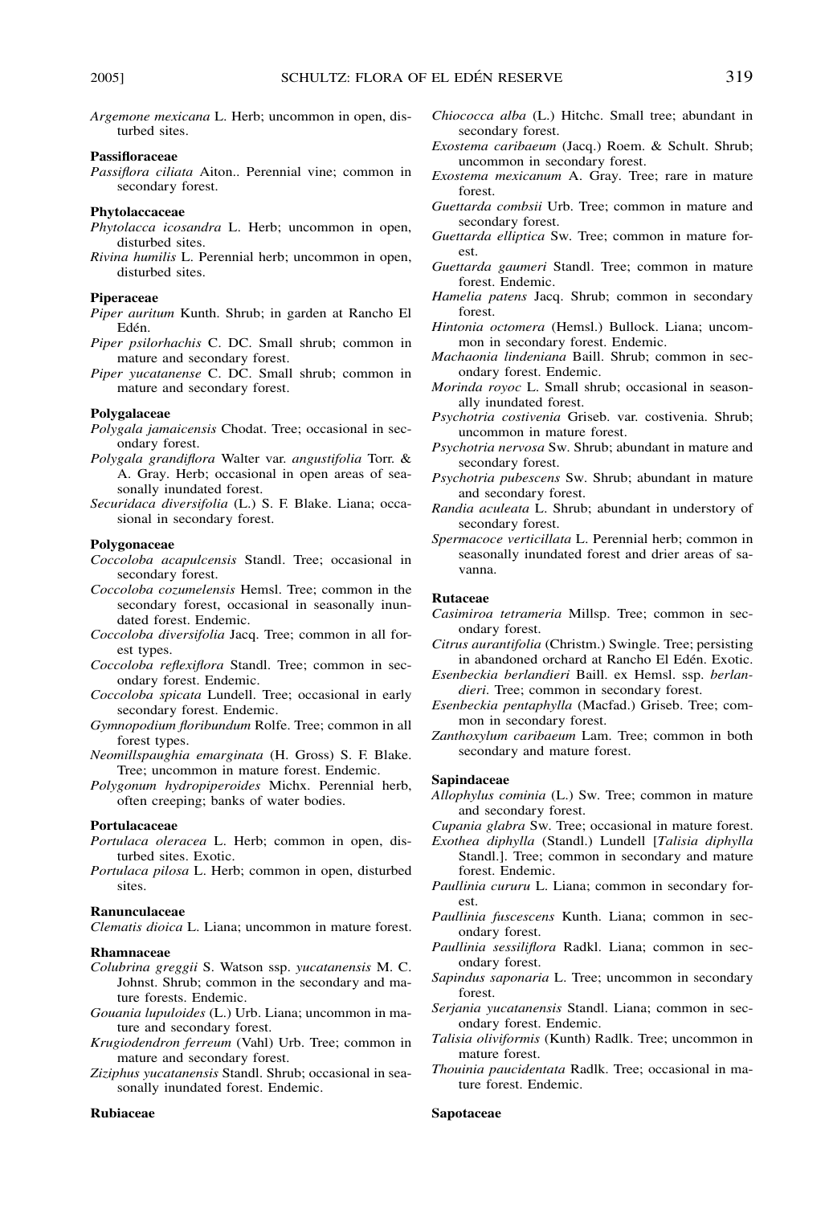*Argemone mexicana* L. Herb; uncommon in open, disturbed sites.

**Passifloraceae**

*Passiflora ciliata* Aiton.. Perennial vine; common in secondary forest.

**Phytolaccaceae**

*Phytolacca icosandra* L. Herb; uncommon in open, disturbed sites.

*Rivina humilis* L. Perennial herb; uncommon in open, disturbed sites.

**Piperaceae**

*Piper auritum* Kunth. Shrub; in garden at Rancho El Edén.

*Piper psilorhachis* C. DC. Small shrub; common in mature and secondary forest.

*Piper yucatanense* C. DC. Small shrub; common in mature and secondary forest.

**Polygalaceae**

*Polygala jamaicensis* Chodat. Tree; occasional in secondary forest.

*Polygala grandiflora* Walter var. *angustifolia* Torr. & A. Gray. Herb; occasional in open areas of seasonally inundated forest.

*Securidaca diversifolia* (L.) S. F. Blake. Liana; occasional in secondary forest.

**Polygonaceae**

*Coccoloba acapulcensis* Standl. Tree; occasional in secondary forest.

*Coccoloba cozumelensis* Hemsl. Tree; common in the secondary forest, occasional in seasonally inundated forest. Endemic.

*Coccoloba diversifolia* Jacq. Tree; common in all forest types.

*Coccoloba reflexiflora* Standl. Tree; common in secondary forest. Endemic.

*Coccoloba spicata* Lundell. Tree; occasional in early secondary forest. Endemic.

*Gymnopodium floribundum* Rolfe. Tree; common in all forest types.

*Neomillspaughia emarginata* (H. Gross) S. F. Blake. Tree; uncommon in mature forest. Endemic.

*Polygonum hydropiperoides* Michx. Perennial herb, often creeping; banks of water bodies.

**Portulacaceae**

*Portulaca oleracea* L. Herb; common in open, disturbed sites. Exotic.

*Portulaca pilosa* L. Herb; common in open, disturbed sites.

**Ranunculaceae**

*Clematis dioica* L. Liana; uncommon in mature forest.

**Rhamnaceae**

*Colubrina greggii* S. Watson ssp. *yucatanensis* M. C. Johnst. Shrub; common in the secondary and mature forests. Endemic.

*Gouania lupuloides* (L.) Urb. Liana; uncommon in mature and secondary forest.

*Krugiodendron ferreum* (Vahl) Urb. Tree; common in mature and secondary forest.

*Ziziphus yucatanensis* Standl. Shrub; occasional in seasonally inundated forest. Endemic.

**Rubiaceae**

*Chiococca alba* (L.) Hitchc. Small tree; abundant in secondary forest.

*Exostema caribaeum* (Jacq.) Roem. & Schult. Shrub; uncommon in secondary forest.

*Exostema mexicanum* A. Gray. Tree; rare in mature forest.

*Guettarda combsii* Urb. Tree; common in mature and secondary forest.

*Guettarda elliptica* Sw. Tree; common in mature forest.

*Guettarda gaumeri* Standl. Tree; common in mature forest. Endemic.

*Hamelia patens* Jacq. Shrub; common in secondary forest.

*Hintonia octomera* (Hemsl.) Bullock. Liana; uncommon in secondary forest. Endemic.

*Machaonia lindeniana* Baill. Shrub; common in secondary forest. Endemic.

*Morinda royoc* L. Small shrub; occasional in seasonally inundated forest.

*Psychotria costivenia* Griseb. var. costivenia. Shrub; uncommon in mature forest.

*Psychotria nervosa* Sw. Shrub; abundant in mature and secondary forest.

*Psychotria pubescens* Sw. Shrub; abundant in mature and secondary forest.

*Randia aculeata* L. Shrub; abundant in understory of secondary forest.

*Spermacoce verticillata* L. Perennial herb; common in seasonally inundated forest and drier areas of savanna.

**Rutaceae**

*Casimiroa tetrameria* Millsp. Tree; common in secondary forest.

*Citrus aurantifolia* (Christm.) Swingle. Tree; persisting in abandoned orchard at Rancho El Edén. Exotic.

*Esenbeckia berlandieri* Baill. ex Hemsl. ssp. *berlandieri*. Tree; common in secondary forest.

*Esenbeckia pentaphylla* (Macfad.) Griseb. Tree; common in secondary forest.

*Zanthoxylum caribaeum* Lam. Tree; common in both secondary and mature forest.

**Sapindaceae**

*Allophylus cominia* (L.) Sw. Tree; common in mature and secondary forest.

*Cupania glabra* Sw. Tree; occasional in mature forest.

*Exothea diphylla* (Standl.) Lundell [*Talisia diphylla* Standl.]. Tree; common in secondary and mature forest. Endemic.

*Paullinia cururu* L. Liana; common in secondary forest.

*Paullinia fuscescens* Kunth. Liana; common in secondary forest.

*Paullinia sessiliflora* Radkl. Liana; common in secondary forest.

*Sapindus saponaria* L. Tree; uncommon in secondary forest.

*Serjania yucatanensis* Standl. Liana; common in secondary forest. Endemic.

*Talisia oliviformis* (Kunth) Radlk. Tree; uncommon in mature forest.

*Thouinia paucidentata* Radlk. Tree; occasional in mature forest. Endemic.

**Sapotaceae**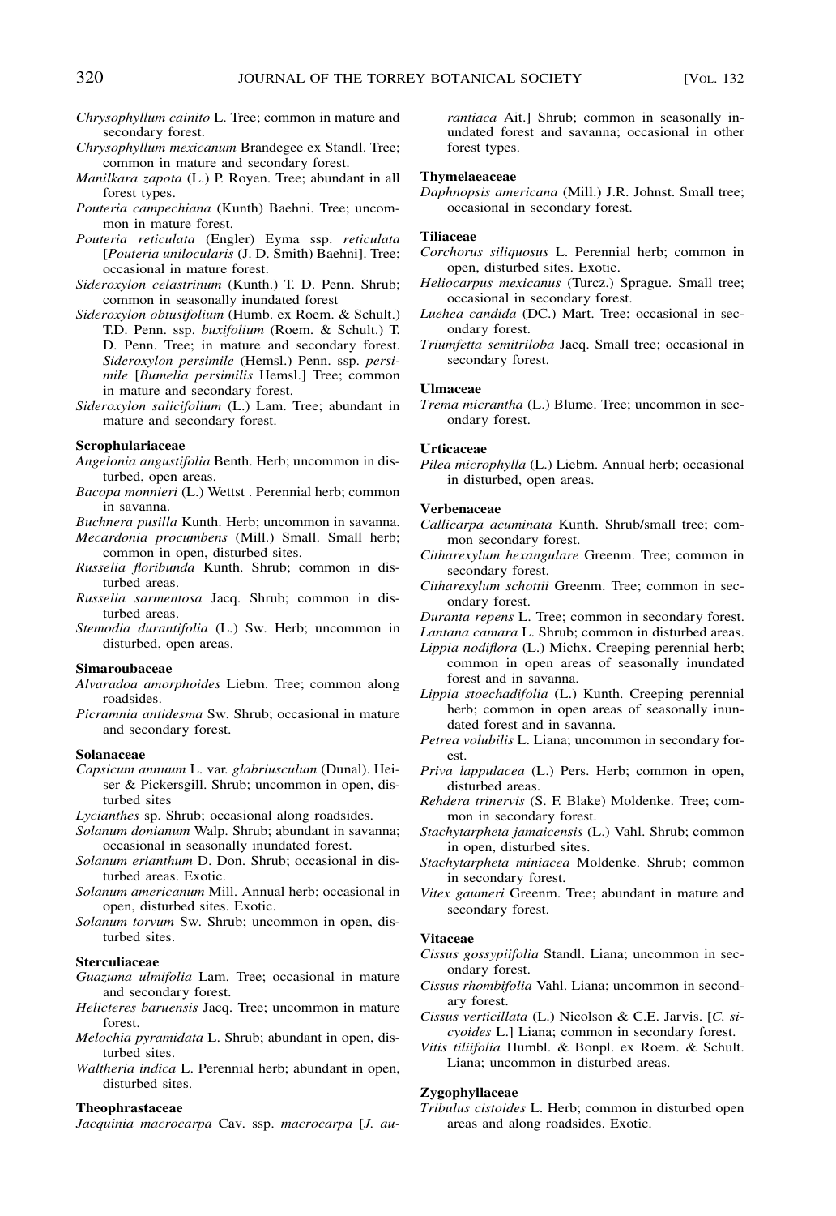*Chrysophyllum cainito* L. Tree; common in mature and secondary forest.

*Chrysophyllum mexicanum* Brandegee ex Standl. Tree; common in mature and secondary forest.

*Manilkara zapota* (L.) P. Royen. Tree; abundant in all forest types.

*Pouteria campechiana* (Kunth) Baehni. Tree; uncommon in mature forest.

*Pouteria reticulata* (Engler) Eyma ssp. *reticulata* [*Pouteria unilocularis* (J. D. Smith) Baehni]. Tree; occasional in mature forest.

*Sideroxylon celastrinum* (Kunth.) T. D. Penn. Shrub; common in seasonally inundated forest

*Sideroxylon obtusifolium* (Humb. ex Roem. & Schult.) T.D. Penn. ssp. *buxifolium* (Roem. & Schult.) T. D. Penn. Tree; in mature and secondary forest. *Sideroxylon persimile* (Hemsl.) Penn. ssp. *persimile* [*Bumelia persimilis* Hemsl.] Tree; common in mature and secondary forest.

*Sideroxylon salicifolium* (L.) Lam. Tree; abundant in mature and secondary forest.

**Scrophulariaceae**

*Angelonia angustifolia* Benth. Herb; uncommon in disturbed, open areas.

*Bacopa monnieri* (L.) Wettst . Perennial herb; common in savanna.

*Buchnera pusilla* Kunth. Herb; uncommon in savanna.

*Mecardonia procumbens* (Mill.) Small. Small herb; common in open, disturbed sites.

*Russelia floribunda* Kunth. Shrub; common in disturbed areas.

*Russelia sarmentosa* Jacq. Shrub; common in disturbed areas.

*Stemodia durantifolia* (L.) Sw. Herb; uncommon in disturbed, open areas.

**Simaroubaceae**

*Alvaradoa amorphoides* Liebm. Tree; common along roadsides.

*Picramnia antidesma* Sw. Shrub; occasional in mature and secondary forest.

**Solanaceae**

*Capsicum annuum* L. var. *glabriusculum* (Dunal). Heiser & Pickersgill. Shrub; uncommon in open, disturbed sites

*Lycianthes* sp. Shrub; occasional along roadsides.

*Solanum donianum* Walp. Shrub; abundant in savanna; occasional in seasonally inundated forest.

*Solanum erianthum* D. Don. Shrub; occasional in disturbed areas. Exotic.

*Solanum americanum* Mill. Annual herb; occasional in open, disturbed sites. Exotic.

*Solanum torvum* Sw. Shrub; uncommon in open, disturbed sites.

**Sterculiaceae**

*Guazuma ulmifolia* Lam. Tree; occasional in mature and secondary forest.

*Helicteres baruensis* Jacq. Tree; uncommon in mature forest.

*Melochia pyramidata* L. Shrub; abundant in open, disturbed sites.

*Waltheria indica* L. Perennial herb; abundant in open, disturbed sites.

**Theophrastaceae**

*Jacquinia macrocarpa* Cav. ssp. *macrocarpa* [*J. aurantiaca* Ait.] Shrub; common in seasonally inundated forest and savanna; occasional in other forest types.

**Thymelaeaceae**

*Daphnopsis americana* (Mill.) J.R. Johnst. Small tree; occasional in secondary forest.

**Tiliaceae**

*Corchorus siliquosus* L. Perennial herb; common in open, disturbed sites. Exotic.

*Heliocarpus mexicanus* (Turcz.) Sprague. Small tree; occasional in secondary forest.

*Luehea candida* (DC.) Mart. Tree; occasional in secondary forest.

*Triumfetta semitriloba* Jacq. Small tree; occasional in secondary forest.

**Ulmaceae**

*Trema micrantha* (L.) Blume. Tree; uncommon in secondary forest.

**Urticaceae**

*Pilea microphylla* (L.) Liebm. Annual herb; occasional in disturbed, open areas.

**Verbenaceae**

*Callicarpa acuminata* Kunth. Shrub/small tree; common secondary forest.

*Citharexylum hexangulare* Greenm. Tree; common in secondary forest.

*Citharexylum schottii* Greenm. Tree; common in secondary forest.

*Duranta repens* L. Tree; common in secondary forest.

*Lantana camara* L. Shrub; common in disturbed areas.

*Lippia nodiflora* (L.) Michx. Creeping perennial herb; common in open areas of seasonally inundated forest and in savanna.

*Lippia stoechadifolia* (L.) Kunth. Creeping perennial herb; common in open areas of seasonally inundated forest and in savanna.

*Petrea volubilis* L. Liana; uncommon in secondary forest.

*Priva lappulacea* (L.) Pers. Herb; common in open, disturbed areas.

*Rehdera trinervis* (S. F. Blake) Moldenke. Tree; common in secondary forest.

*Stachytarpheta jamaicensis* (L.) Vahl. Shrub; common in open, disturbed sites.

*Stachytarpheta miniacea* Moldenke. Shrub; common in secondary forest.

*Vitex gaumeri* Greenm. Tree; abundant in mature and secondary forest.

**Vitaceae**

*Cissus gossypiifolia* Standl. Liana; uncommon in secondary forest.

*Cissus rhombifolia* Vahl. Liana; uncommon in secondary forest.

*Cissus verticillata* (L.) Nicolson & C.E. Jarvis. [*C. sicyoides* L.] Liana; common in secondary forest.

*Vitis tiliifolia* Humbl. & Bonpl. ex Roem. & Schult. Liana; uncommon in disturbed areas.

**Zygophyllaceae**

*Tribulus cistoides* L. Herb; common in disturbed open areas and along roadsides. Exotic.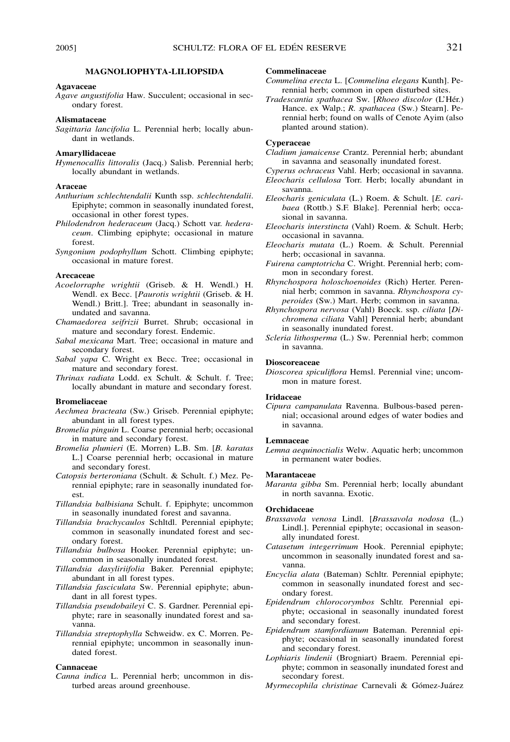## MAGNOLIOPHYTA-LILIOPSIDA

### Agavaceae

*Agave angustifolia* Haw. Succulent; occasional in secondary forest.

### Alismataceae

*Sagittaria lancifolia* L. Perennial herb; locally abundant in wetlands.

### Amaryllidaceae

*Hymenocallis littoralis* (Jacq.) Salisb. Perennial herb; locally abundant in wetlands.

### Araceae

*Anthurium schlechtendalii* Kunth ssp. *schlechtendalii*. Epiphyte; common in seasonally inundated forest, occasional in other forest types.

*Philodendron hederaceum* (Jacq.) Schott var. *hederaceum*. Climbing epiphyte; occasional in mature forest.

*Syngonium podophyllum* Schott. Climbing epiphyte; occasional in mature forest.

### Arecaceae

*Acoelorraphe wrightii* (Griseb. & H. Wendl.) H. Wendl. ex Becc. [*Paurotis wrightii* (Griseb. & H. Wendl.) Britt.]. Tree; abundant in seasonally inundated and savanna.

*Chamaedorea seifrizii* Burret. Shrub; occasional in mature and secondary forest. Endemic.

*Sabal mexicana* Mart. Tree; occasional in mature and secondary forest.

*Sabal yapa* C. Wright ex Becc. Tree; occasional in mature and secondary forest.

*Thrinax radiata* Lodd. ex Schult. & Schult. f. Tree; locally abundant in mature and secondary forest.

### Bromeliaceae

*Aechmea bracteata* (Sw.) Griseb. Perennial epiphyte; abundant in all forest types.

*Bromelia pinguin* L. Coarse perennial herb; occasional in mature and secondary forest.

*Bromelia plumieri* (E. Morren) L.B. Sm. [*B. karatas* L.] Coarse perennial herb; occasional in mature and secondary forest.

*Catopsis berteroniana* (Schult. & Schult. f.) Mez. Perennial epiphyte; rare in seasonally inundated forest.

*Tillandsia balbisiana* Schult. f. Epiphyte; uncommon in seasonally inundated forest and savanna.

*Tillandsia brachycaulos* Schltdl. Perennial epiphyte; common in seasonally inundated forest and secondary forest.

*Tillandsia bulbosa* Hooker. Perennial epiphyte; uncommon in seasonally inundated forest.

*Tillandsia dasyliriifolia* Baker. Perennial epiphyte; abundant in all forest types.

*Tillandsia fasciculata* Sw. Perennial epiphyte; abundant in all forest types.

*Tillandsia pseudobaileyi* C. S. Gardner. Perennial epiphyte; rare in seasonally inundated forest and savanna.

*Tillandsia streptophylla* Schweidw. ex C. Morren. Perennial epiphyte; uncommon in seasonally inundated forest.

### Cannaceae

*Canna indica* L. Perennial herb; uncommon in disturbed areas around greenhouse.

### Commelinaceae

*Commelina erecta* L. [*Commelina elegans* Kunth]. Perennial herb; common in open disturbed sites.

*Tradescantia spathacea* Sw. [*Rhoeo discolor* (L'Hér.) Hance. ex Walp.; *R. spathacea* (Sw.) Stearn]. Perennial herb; found on walls of Cenote Ayim (also planted around station).

### Cyperaceae

*Cladium jamaicense* Crantz. Perennial herb; abundant in savanna and seasonally inundated forest.

*Cyperus ochraceus* Vahl. Herb; occasional in savanna.

*Eleocharis cellulosa* Torr. Herb; locally abundant in savanna.

*Eleocharis geniculata* (L.) Roem. & Schult. [*E. caribaea* (Rottb.) S.F. Blake]. Perennial herb; occasional in savanna.

*Eleocharis interstincta* (Vahl) Roem. & Schult. Herb; occasional in savanna.

*Eleocharis mutata* (L.) Roem. & Schult. Perennial herb; occasional in savanna.

*Fuirena camptotricha* C. Wright. Perennial herb; common in secondary forest.

*Rhynchospora holoschoenoides* (Rich) Herter. Perennial herb; common in savanna. *Rhynchospora cyperoides* (Sw.) Mart. Herb; common in savanna.

*Rhynchospora nervosa* (Vahl) Boeck. ssp. *ciliata* [*Dichromena ciliata* Vahl] Perennial herb; abundant in seasonally inundated forest.

*Scleria lithosperma* (L.) Sw. Perennial herb; common in savanna.

### Dioscoreaceae

*Dioscorea spiculiflora* Hemsl. Perennial vine; uncommon in mature forest.

### Iridaceae

*Cipura campanulata* Ravenna. Bulbous-based perennial; occasional around edges of water bodies and in savanna.

### Lemnaceae

*Lemna aequinoctialis* Welw. Aquatic herb; uncommon in permanent water bodies.

### Marantaceae

*Maranta gibba* Sm. Perennial herb; locally abundant in north savanna. Exotic.

### Orchidaceae

*Brassavola venosa* Lindl. [*Brassavola nodosa* (L.) Lindl.]. Perennial epiphyte; occasional in seasonally inundated forest.

*Catasetum integerrimum* Hook. Perennial epiphyte; uncommon in seasonally inundated forest and savanna.

*Encyclia alata* (Bateman) Schltr. Perennial epiphyte; common in seasonally inundated forest and secondary forest.

*Epidendrum chlorocorymbos* Schltr. Perennial epiphyte; occasional in seasonally inundated forest and secondary forest.

*Epidendrum stamfordianum* Bateman. Perennial epiphyte; occasional in seasonally inundated forest and secondary forest.

*Lophiaris lindenii* (Brogniart) Braem. Perennial epiphyte; common in seasonally inundated forest and secondary forest.

*Myrmecophila christinae* Carnevali & Gómez-Juárez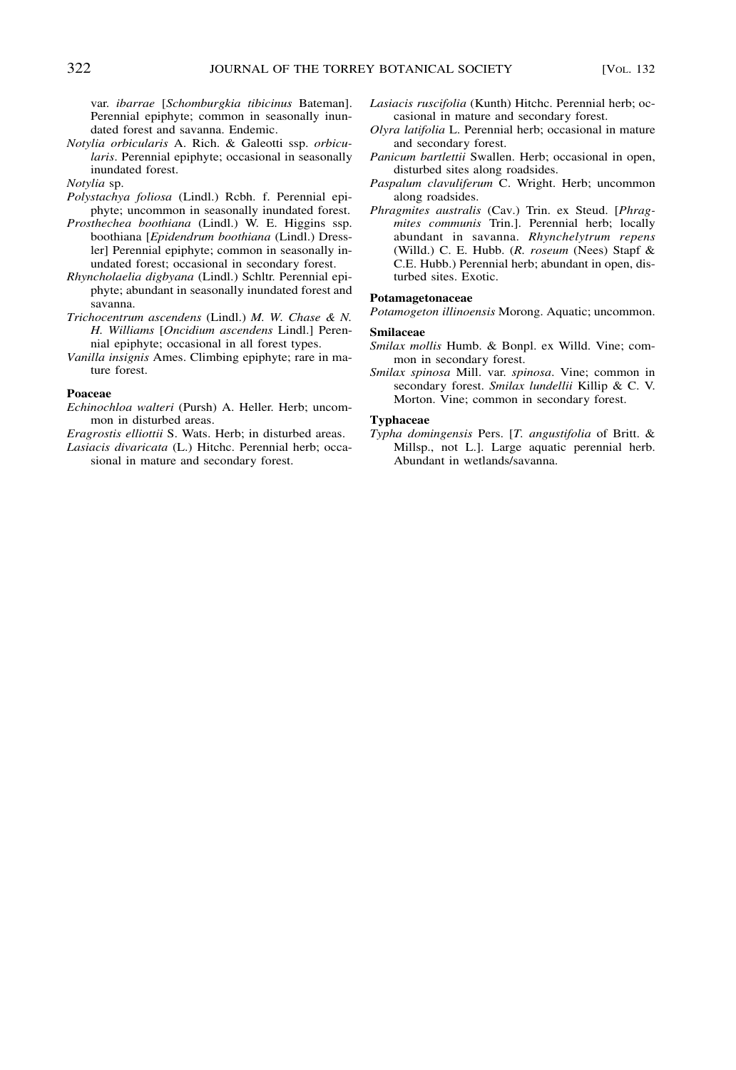var. *ibarrae* [*Schomburgkia tibicinus* Bateman]. Perennial epiphyte; common in seasonally inundated forest and savanna. Endemic.

*Notylia orbicularis* A. Rich. & Galeotti ssp. *orbicularis*. Perennial epiphyte; occasional in seasonally inundated forest.

*Notylia* sp.

*Polystachya foliosa* (Lindl.) Rcbh. f. Perennial epiphyte; uncommon in seasonally inundated forest.

*Prosthechea boothiana* (Lindl.) W. E. Higgins ssp. boothiana [*Epidendrum boothiana* (Lindl.) Dressler] Perennial epiphyte; common in seasonally inundated forest; occasional in secondary forest.

*Rhyncholaelia digbyana* (Lindl.) Schltr. Perennial epiphyte; abundant in seasonally inundated forest and savanna.

*Trichocentrum ascendens* (Lindl.) *M. W. Chase & N. H. Williams* [*Oncidium ascendens* Lindl.] Perennial epiphyte; occasional in all forest types.

*Vanilla insignis* Ames. Climbing epiphyte; rare in mature forest.

**Poaceae**

*Echinochloa walteri* (Pursh) A. Heller. Herb; uncommon in disturbed areas.

*Eragrostis elliottii* S. Wats. Herb; in disturbed areas.

*Lasiacis divaricata* (L.) Hitchc. Perennial herb; occasional in mature and secondary forest.

*Lasiacis ruscifolia* (Kunth) Hitchc. Perennial herb; occasional in mature and secondary forest.

*Olyra latifolia* L. Perennial herb; occasional in mature and secondary forest.

*Panicum bartlettii* Swallen. Herb; occasional in open, disturbed sites along roadsides.

*Paspalum clavuliferum* C. Wright. Herb; uncommon along roadsides.

*Phragmites australis* (Cav.) Trin. ex Steud. [*Phragmites communis* Trin.]. Perennial herb; locally abundant in savanna. *Rhynchelytrum repens* (Willd.) C. E. Hubb. (*R. roseum* (Nees) Stapf & C.E. Hubb.) Perennial herb; abundant in open, disturbed sites. Exotic.

**Potamagetonaceae**

*Potamogeton illinoensis* Morong. Aquatic; uncommon.

**Smilaceae**

*Smilax mollis* Humb. & Bonpl. ex Willd. Vine; common in secondary forest.

*Smilax spinosa* Mill. var. *spinosa*. Vine; common in secondary forest. *Smilax lundellii* Killip & C. V. Morton. Vine; common in secondary forest.

**Typhaceae**

*Typha domingensis* Pers. [*T. angustifolia* of Britt. & Millsp., not L.]. Large aquatic perennial herb. Abundant in wetlands/savanna.